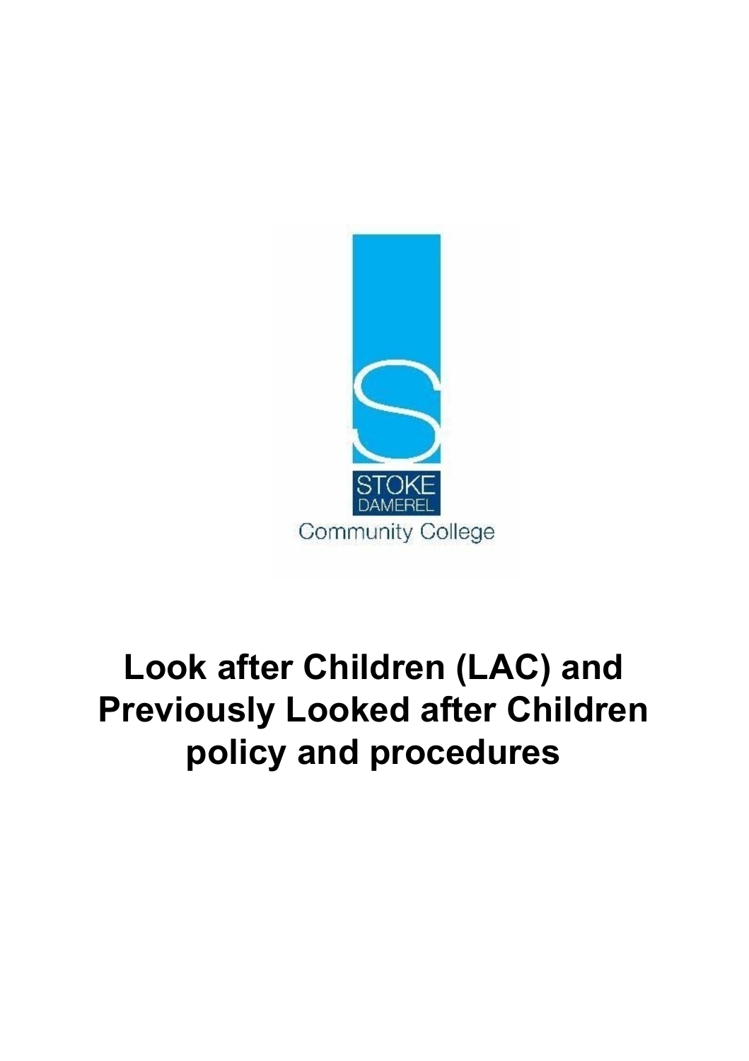STOKE DAMEREL

Community College

# Look after Children (LAC) and Previously Looked after Children policy and procedures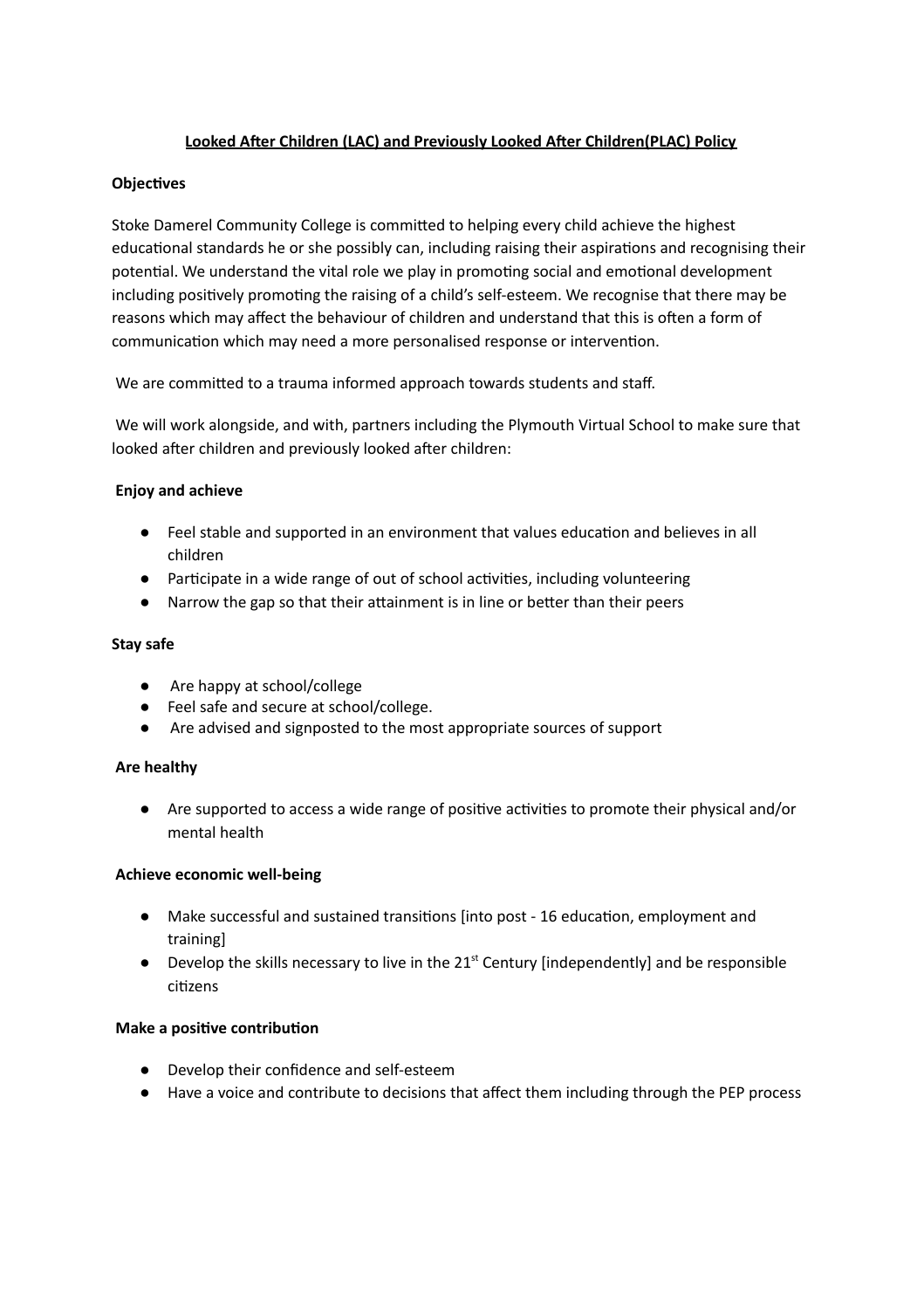# Looked After Children (LAC) and Previously Looked After Children(PLAC) Policy

**Objectives**

Stoke Damerel Community College is committed to helping every child achieve the highest educational standards he or she possibly can, including raising their aspirations and recognising their potential. We understand the vital role we play in promoting social and emotional development including positively promoting the raising of a child's self-esteem. We recognise that there may be reasons which may affect the behaviour of children and understand that this is often a form of communication which may need a more personalised response or intervention.

We are committed to a trauma informed approach towards students and staff.

We will work alongside, and with, partners including the Plymouth Virtual School to make sure that looked after children and previously looked after children:

**Enjoy and achieve**

- Feel stable and supported in an environment that values education and believes in all children
- Participate in a wide range of out of school activities, including volunteering
- Narrow the gap so that their attainment is in line or better than their peers

**Stay safe**

- Are happy at school/college
- Feel safe and secure at school/college.
- Are advised and signposted to the most appropriate sources of support

**Are healthy**

- Are supported to access a wide range of positive activities to promote their physical and/or mental health

**Achieve economic well-being**

- Make successful and sustained transitions [into post - 16 education, employment and training]
- Develop the skills necessary to live in the 21st Century [independently] and be responsible citizens

**Make a positive contribution**

- Develop their confidence and self-esteem
- Have a voice and contribute to decisions that affect them including through the PEP process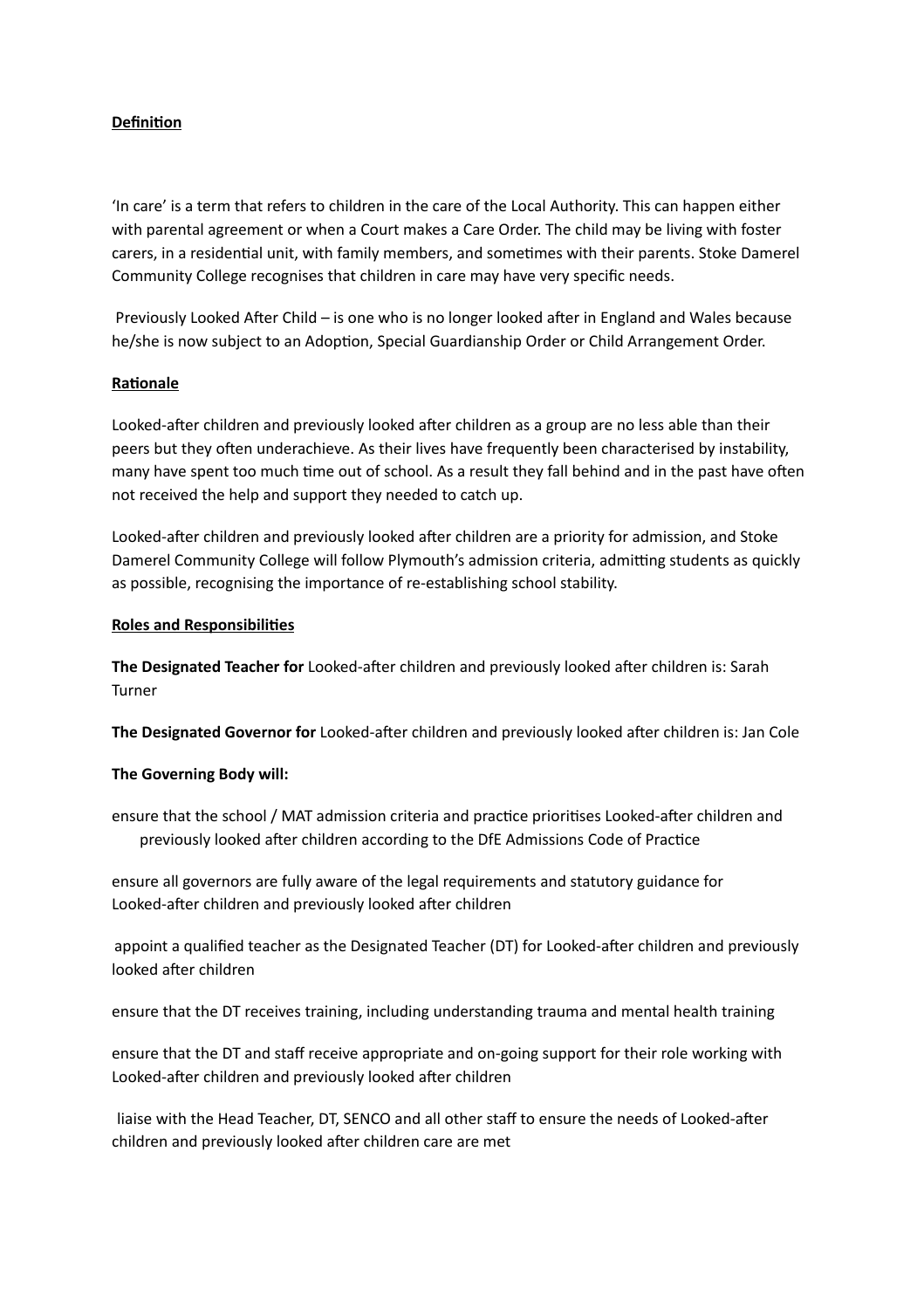**Definition**

'In care' is a term that refers to children in the care of the Local Authority. This can happen either with parental agreement or when a Court makes a Care Order. The child may be living with foster carers, in a residential unit, with family members, and sometimes with their parents. Stoke Damerel Community College recognises that children in care may have very specific needs.

Previously Looked After Child – is one who is no longer looked after in England and Wales because he/she is now subject to an Adoption, Special Guardianship Order or Child Arrangement Order.

**Rationale**

Looked-after children and previously looked after children as a group are no less able than their peers but they often underachieve. As their lives have frequently been characterised by instability, many have spent too much time out of school. As a result they fall behind and in the past have often not received the help and support they needed to catch up.

Looked-after children and previously looked after children are a priority for admission, and Stoke Damerel Community College will follow Plymouth's admission criteria, admitting students as quickly as possible, recognising the importance of re-establishing school stability.

**Roles and Responsibilities**

**The Designated Teacher for** Looked-after children and previously looked after children is: Sarah Turner

**The Designated Governor for** Looked-after children and previously looked after children is: Jan Cole

**The Governing Body will:**

ensure that the school / MAT admission criteria and practice prioritises Looked-after children and previously looked after children according to the DfE Admissions Code of Practice

ensure all governors are fully aware of the legal requirements and statutory guidance for Looked-after children and previously looked after children

appoint a qualified teacher as the Designated Teacher (DT) for Looked-after children and previously looked after children

ensure that the DT receives training, including understanding trauma and mental health training

ensure that the DT and staff receive appropriate and on-going support for their role working with Looked-after children and previously looked after children

liaise with the Head Teacher, DT, SENCO and all other staff to ensure the needs of Looked-after children and previously looked after children care are met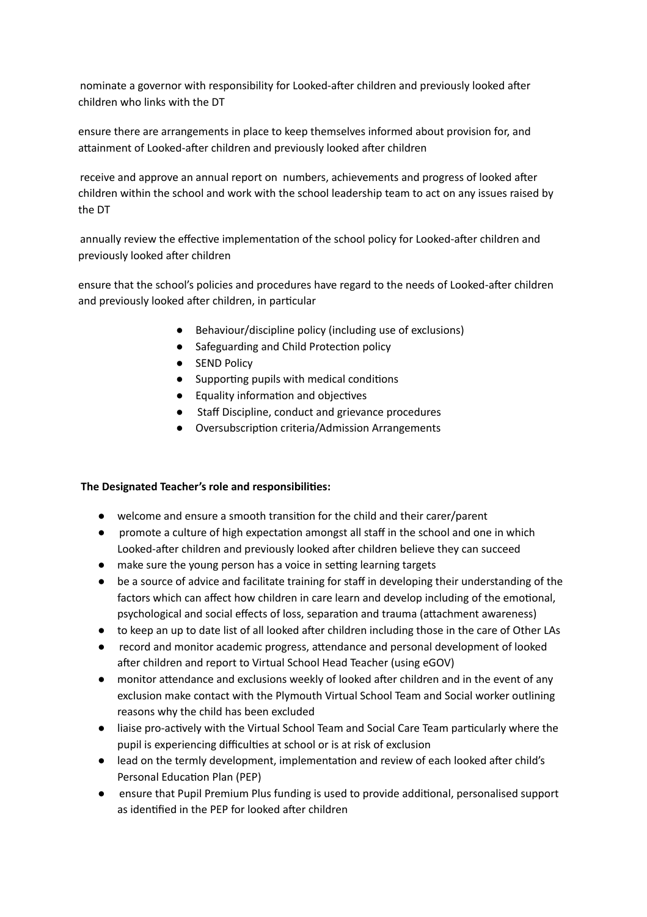nominate a governor with responsibility for Looked-after children and previously looked after children who links with the DT

ensure there are arrangements in place to keep themselves informed about provision for, and attainment of Looked-after children and previously looked after children

receive and approve an annual report on numbers, achievements and progress of looked after children within the school and work with the school leadership team to act on any issues raised by the DT

annually review the effective implementation of the school policy for Looked-after children and previously looked after children

ensure that the school's policies and procedures have regard to the needs of Looked-after children and previously looked after children, in particular

- Behaviour/discipline policy (including use of exclusions)
- Safeguarding and Child Protection policy
- SEND Policy
- Supporting pupils with medical conditions
- Equality information and objectives
- Staff Discipline, conduct and grievance procedures
- Oversubscription criteria/Admission Arrangements

**The Designated Teacher's role and responsibilities:**

- welcome and ensure a smooth transition for the child and their carer/parent
- promote a culture of high expectation amongst all staff in the school and one in which Looked-after children and previously looked after children believe they can succeed
- make sure the young person has a voice in setting learning targets
- be a source of advice and facilitate training for staff in developing their understanding of the factors which can affect how children in care learn and develop including of the emotional, psychological and social effects of loss, separation and trauma (attachment awareness)
- to keep an up to date list of all looked after children including those in the care of Other LAs
- record and monitor academic progress, attendance and personal development of looked after children and report to Virtual School Head Teacher (using eGOV)
- monitor attendance and exclusions weekly of looked after children and in the event of any exclusion make contact with the Plymouth Virtual School Team and Social worker outlining reasons why the child has been excluded
- liaise pro-actively with the Virtual School Team and Social Care Team particularly where the pupil is experiencing difficulties at school or is at risk of exclusion
- lead on the termly development, implementation and review of each looked after child's Personal Education Plan (PEP)
- ensure that Pupil Premium Plus funding is used to provide additional, personalised support as identified in the PEP for looked after children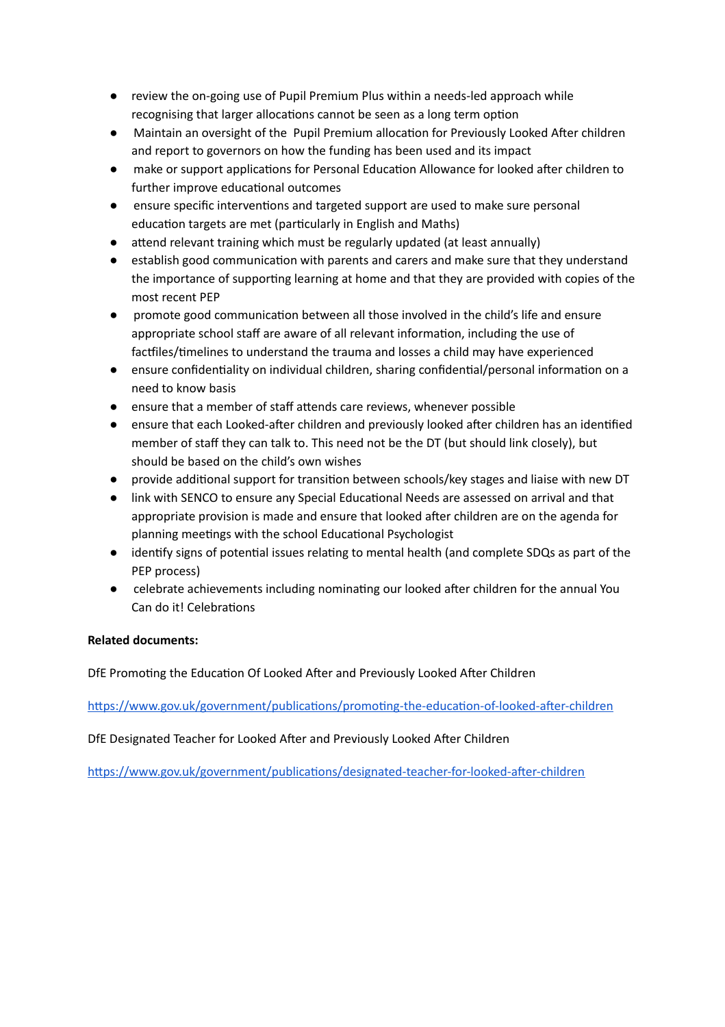- review the on-going use of Pupil Premium Plus within a needs-led approach while recognising that larger allocations cannot be seen as a long term option
- Maintain an oversight of the Pupil Premium allocation for Previously Looked After children and report to governors on how the funding has been used and its impact
- make or support applications for Personal Education Allowance for looked after children to further improve educational outcomes
- ensure specific interventions and targeted support are used to make sure personal education targets are met (particularly in English and Maths)
- attend relevant training which must be regularly updated (at least annually)
- establish good communication with parents and carers and make sure that they understand the importance of supporting learning at home and that they are provided with copies of the most recent PEP
- promote good communication between all those involved in the child's life and ensure appropriate school staff are aware of all relevant information, including the use of factfiles/timelines to understand the trauma and losses a child may have experienced
- ensure confidentiality on individual children, sharing confidential/personal information on a need to know basis
- ensure that a member of staff attends care reviews, whenever possible
- ensure that each Looked-after children and previously looked after children has an identified member of staff they can talk to. This need not be the DT (but should link closely), but should be based on the child's own wishes
- provide additional support for transition between schools/key stages and liaise with new DT
- link with SENCO to ensure any Special Educational Needs are assessed on arrival and that appropriate provision is made and ensure that looked after children are on the agenda for planning meetings with the school Educational Psychologist
- identify signs of potential issues relating to mental health (and complete SDQs as part of the PEP process)
- celebrate achievements including nominating our looked after children for the annual You Can do it! Celebrations

**Related documents:**

DfE Promoting the Education Of Looked After and Previously Looked After Children

https://www.gov.uk/government/publications/promoting-the-education-of-looked-after-children

DfE Designated Teacher for Looked After and Previously Looked After Children

https://www.gov.uk/government/publications/designated-teacher-for-looked-after-children